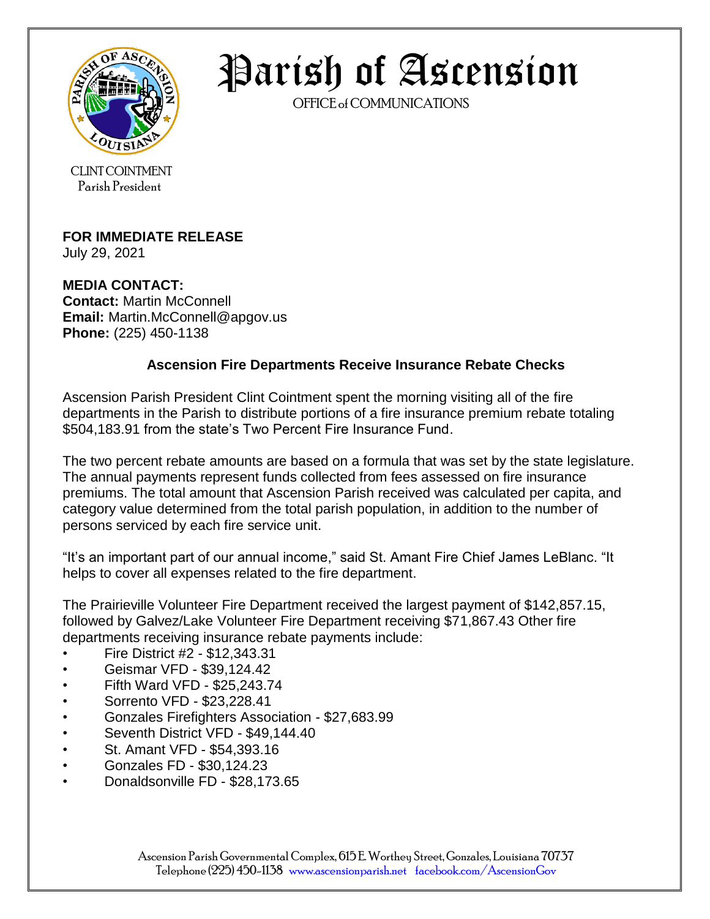# Parish of Ascension

OFFICE of COMMUNICATIONS

CLINT COINTMENT
Parish President

**FOR IMMEDIATE RELEASE**
July 29, 2021

**MEDIA CONTACT:**
**Contact:** Martin McConnell
**Email:** Martin.McConnell@apgov.us
**Phone:** (225) 450-1138

## Ascension Fire Departments Receive Insurance Rebate Checks

Ascension Parish President Clint Cointment spent the morning visiting all of the fire departments in the Parish to distribute portions of a fire insurance premium rebate totaling $504,183.91 from the state's Two Percent Fire Insurance Fund.

The two percent rebate amounts are based on a formula that was set by the state legislature. The annual payments represent funds collected from fees assessed on fire insurance premiums. The total amount that Ascension Parish received was calculated per capita, and category value determined from the total parish population, in addition to the number of persons serviced by each fire service unit.

"It's an important part of our annual income," said St. Amant Fire Chief James LeBlanc. "It helps to cover all expenses related to the fire department.

The Prairieville Volunteer Fire Department received the largest payment of $142,857.15, followed by Galvez/Lake Volunteer Fire Department receiving $71,867.43 Other fire departments receiving insurance rebate payments include:

- Fire District #2 - $12,343.31
- Geismar VFD - $39,124.42
- Fifth Ward VFD - $25,243.74
- Sorrento VFD - $23,228.41
- Gonzales Firefighters Association - $27,683.99
- Seventh District VFD - $49,144.40
- St. Amant VFD - $54,393.16
- Gonzales FD - $30,124.23
- Donaldsonville FD - $28,173.65

Ascension Parish Governmental Complex, 615 E. Worthey Street, Gonzales, Louisiana 70737
Telephone (225) 450-1138 www.ascensionparish.net facebook.com/AscensionGov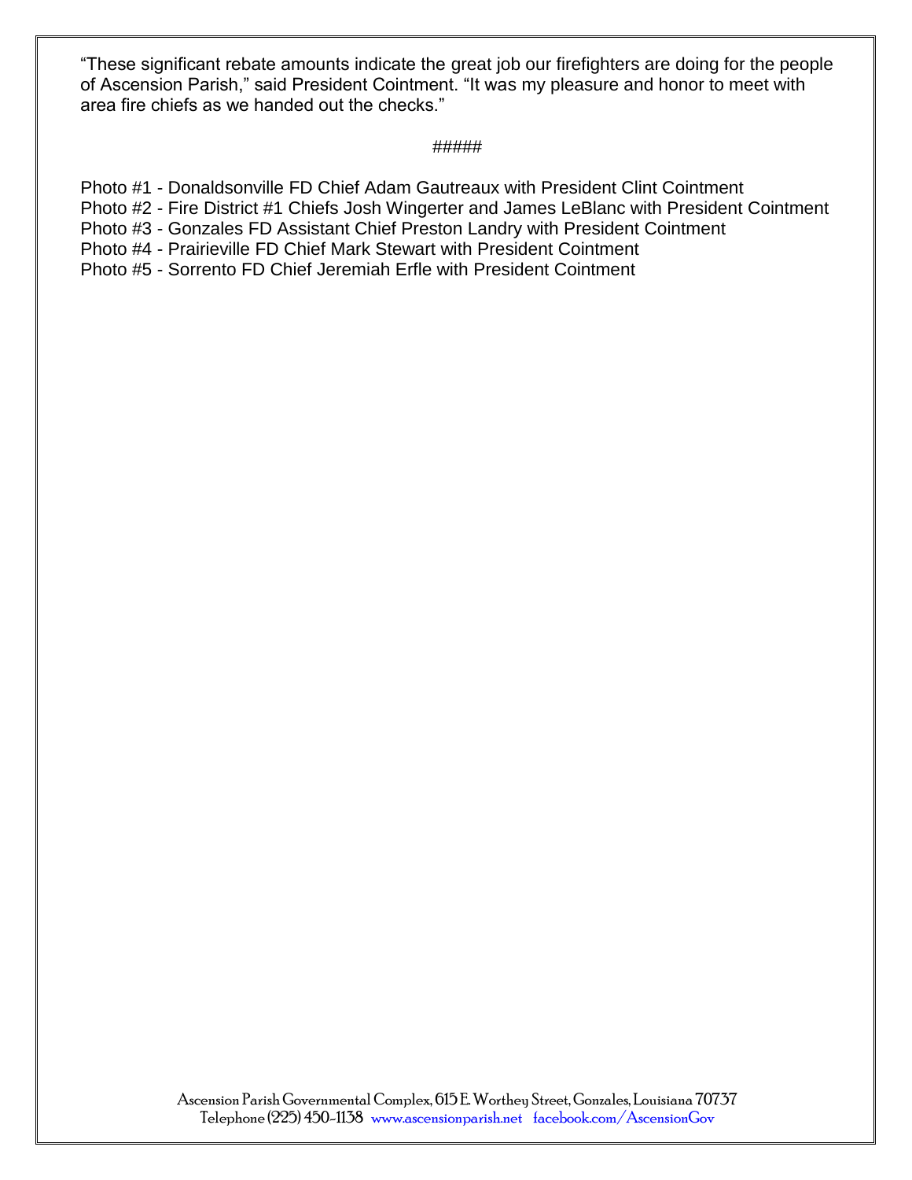"These significant rebate amounts indicate the great job our firefighters are doing for the people of Ascension Parish," said President Cointment. "It was my pleasure and honor to meet with area fire chiefs as we handed out the checks."

#####

Photo #1 - Donaldsonville FD Chief Adam Gautreaux with President Clint Cointment
Photo #2 - Fire District #1 Chiefs Josh Wingerter and James LeBlanc with President Cointment
Photo #3 - Gonzales FD Assistant Chief Preston Landry with President Cointment
Photo #4 - Prairieville FD Chief Mark Stewart with President Cointment
Photo #5 - Sorrento FD Chief Jeremiah Erfle with President Cointment

Ascension Parish Governmental Complex, 615 E. Worthey Street, Gonzales, Louisiana 70737
Telephone (225) 450-1138 www.ascensionparish.net facebook.com/AscensionGov